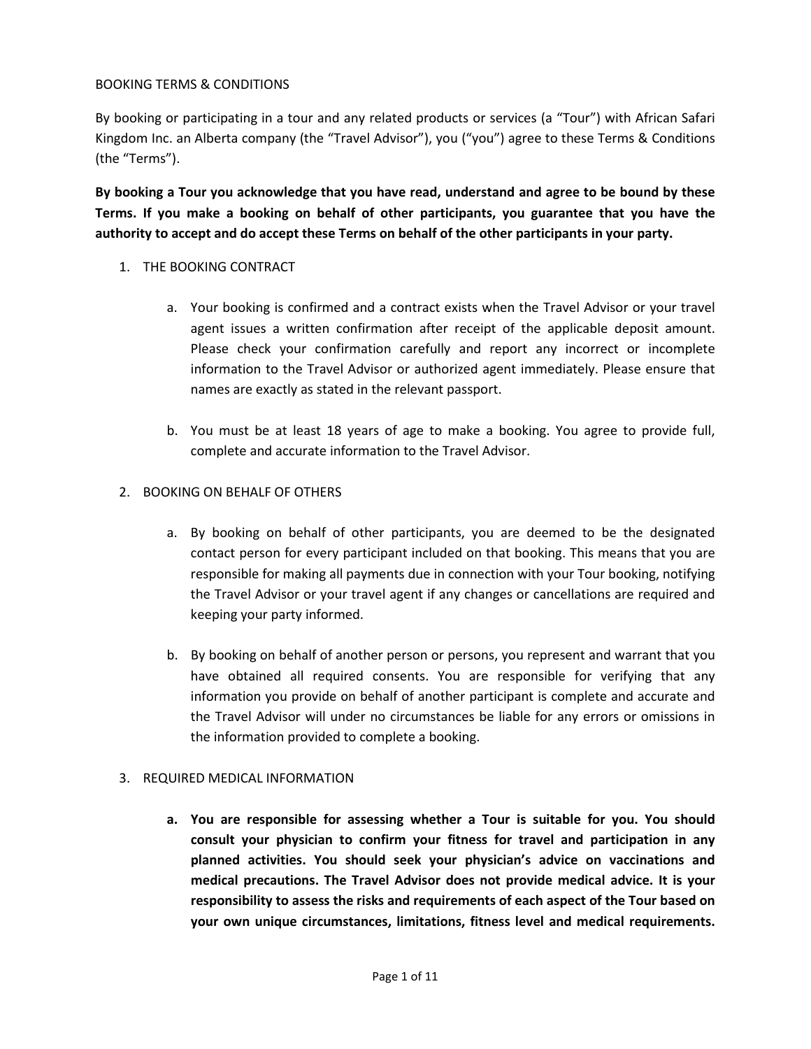# BOOKING TERMS & CONDITIONS

By booking or participating in a tour and any related products or services (a "Tour") with African Safari Kingdom Inc. an Alberta company (the "Travel Advisor"), you ("you") agree to these Terms & Conditions (the "Terms").

**By booking a Tour you acknowledge that you have read, understand and agree to be bound by these Terms. If you make a booking on behalf of other participants, you guarantee that you have the authority to accept and do accept these Terms on behalf of the other participants in your party.**

1. THE BOOKING CONTRACT

    a. Your booking is confirmed and a contract exists when the Travel Advisor or your travel agent issues a written confirmation after receipt of the applicable deposit amount. Please check your confirmation carefully and report any incorrect or incomplete information to the Travel Advisor or authorized agent immediately. Please ensure that names are exactly as stated in the relevant passport.

    b. You must be at least 18 years of age to make a booking. You agree to provide full, complete and accurate information to the Travel Advisor.

2. BOOKING ON BEHALF OF OTHERS

    a. By booking on behalf of other participants, you are deemed to be the designated contact person for every participant included on that booking. This means that you are responsible for making all payments due in connection with your Tour booking, notifying the Travel Advisor or your travel agent if any changes or cancellations are required and keeping your party informed.

    b. By booking on behalf of another person or persons, you represent and warrant that you have obtained all required consents. You are responsible for verifying that any information you provide on behalf of another participant is complete and accurate and the Travel Advisor will under no circumstances be liable for any errors or omissions in the information provided to complete a booking.

3. REQUIRED MEDICAL INFORMATION

    a. **You are responsible for assessing whether a Tour is suitable for you. You should consult your physician to confirm your fitness for travel and participation in any planned activities. You should seek your physician's advice on vaccinations and medical precautions. The Travel Advisor does not provide medical advice. It is your responsibility to assess the risks and requirements of each aspect of the Tour based on your own unique circumstances, limitations, fitness level and medical requirements.**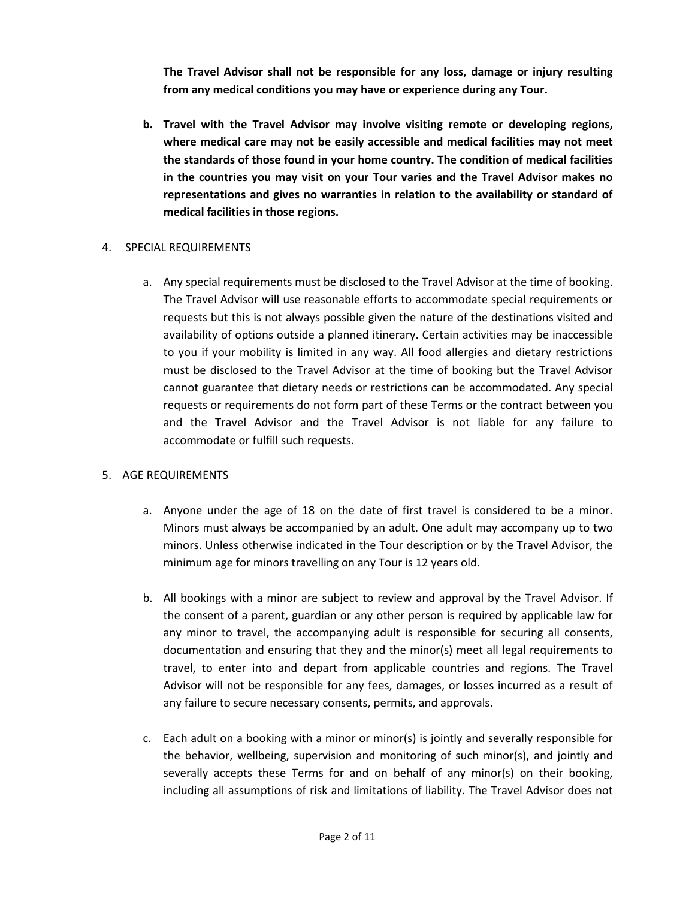**The Travel Advisor shall not be responsible for any loss, damage or injury resulting from any medical conditions you may have or experience during any Tour.**

**b. Travel with the Travel Advisor may involve visiting remote or developing regions, where medical care may not be easily accessible and medical facilities may not meet the standards of those found in your home country. The condition of medical facilities in the countries you may visit on your Tour varies and the Travel Advisor makes no representations and gives no warranties in relation to the availability or standard of medical facilities in those regions.**

4. SPECIAL REQUIREMENTS

   a. Any special requirements must be disclosed to the Travel Advisor at the time of booking. The Travel Advisor will use reasonable efforts to accommodate special requirements or requests but this is not always possible given the nature of the destinations visited and availability of options outside a planned itinerary. Certain activities may be inaccessible to you if your mobility is limited in any way. All food allergies and dietary restrictions must be disclosed to the Travel Advisor at the time of booking but the Travel Advisor cannot guarantee that dietary needs or restrictions can be accommodated. Any special requests or requirements do not form part of these Terms or the contract between you and the Travel Advisor and the Travel Advisor is not liable for any failure to accommodate or fulfill such requests.

5. AGE REQUIREMENTS

   a. Anyone under the age of 18 on the date of first travel is considered to be a minor. Minors must always be accompanied by an adult. One adult may accompany up to two minors. Unless otherwise indicated in the Tour description or by the Travel Advisor, the minimum age for minors travelling on any Tour is 12 years old.

   b. All bookings with a minor are subject to review and approval by the Travel Advisor. If the consent of a parent, guardian or any other person is required by applicable law for any minor to travel, the accompanying adult is responsible for securing all consents, documentation and ensuring that they and the minor(s) meet all legal requirements to travel, to enter into and depart from applicable countries and regions. The Travel Advisor will not be responsible for any fees, damages, or losses incurred as a result of any failure to secure necessary consents, permits, and approvals.

   c. Each adult on a booking with a minor or minor(s) is jointly and severally responsible for the behavior, wellbeing, supervision and monitoring of such minor(s), and jointly and severally accepts these Terms for and on behalf of any minor(s) on their booking, including all assumptions of risk and limitations of liability. The Travel Advisor does not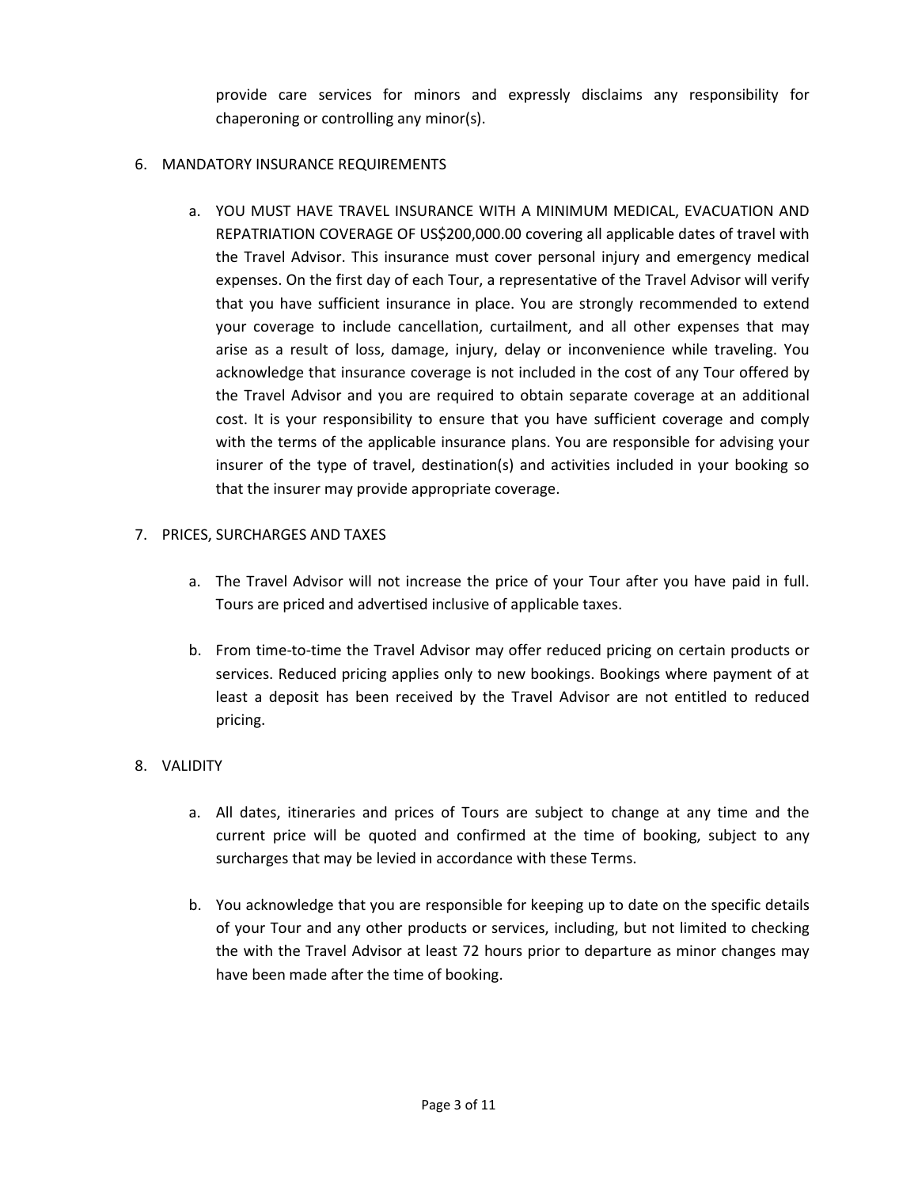provide care services for minors and expressly disclaims any responsibility for chaperoning or controlling any minor(s).

6. MANDATORY INSURANCE REQUIREMENTS

   a. YOU MUST HAVE TRAVEL INSURANCE WITH A MINIMUM MEDICAL, EVACUATION AND REPATRIATION COVERAGE OF US$200,000.00 covering all applicable dates of travel with the Travel Advisor. This insurance must cover personal injury and emergency medical expenses. On the first day of each Tour, a representative of the Travel Advisor will verify that you have sufficient insurance in place. You are strongly recommended to extend your coverage to include cancellation, curtailment, and all other expenses that may arise as a result of loss, damage, injury, delay or inconvenience while traveling. You acknowledge that insurance coverage is not included in the cost of any Tour offered by the Travel Advisor and you are required to obtain separate coverage at an additional cost. It is your responsibility to ensure that you have sufficient coverage and comply with the terms of the applicable insurance plans. You are responsible for advising your insurer of the type of travel, destination(s) and activities included in your booking so that the insurer may provide appropriate coverage.

7. PRICES, SURCHARGES AND TAXES

   a. The Travel Advisor will not increase the price of your Tour after you have paid in full. Tours are priced and advertised inclusive of applicable taxes.

   b. From time-to-time the Travel Advisor may offer reduced pricing on certain products or services. Reduced pricing applies only to new bookings. Bookings where payment of at least a deposit has been received by the Travel Advisor are not entitled to reduced pricing.

8. VALIDITY

   a. All dates, itineraries and prices of Tours are subject to change at any time and the current price will be quoted and confirmed at the time of booking, subject to any surcharges that may be levied in accordance with these Terms.

   b. You acknowledge that you are responsible for keeping up to date on the specific details of your Tour and any other products or services, including, but not limited to checking the with the Travel Advisor at least 72 hours prior to departure as minor changes may have been made after the time of booking.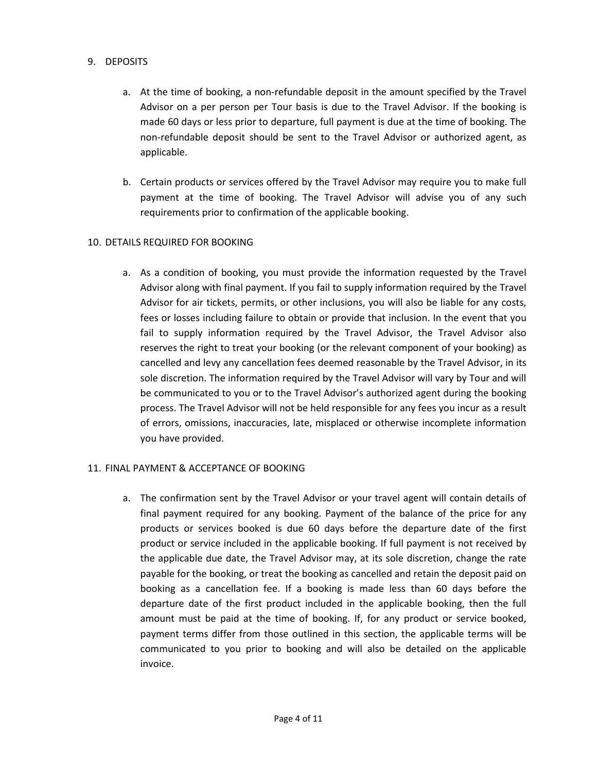## 9. DEPOSITS

a. At the time of booking, a non-refundable deposit in the amount specified by the Travel Advisor on a per person per Tour basis is due to the Travel Advisor. If the booking is made 60 days or less prior to departure, full payment is due at the time of booking. The non-refundable deposit should be sent to the Travel Advisor or authorized agent, as applicable.

b. Certain products or services offered by the Travel Advisor may require you to make full payment at the time of booking. The Travel Advisor will advise you of any such requirements prior to confirmation of the applicable booking.

## 10. DETAILS REQUIRED FOR BOOKING

a. As a condition of booking, you must provide the information requested by the Travel Advisor along with final payment. If you fail to supply information required by the Travel Advisor for air tickets, permits, or other inclusions, you will also be liable for any costs, fees or losses including failure to obtain or provide that inclusion. In the event that you fail to supply information required by the Travel Advisor, the Travel Advisor also reserves the right to treat your booking (or the relevant component of your booking) as cancelled and levy any cancellation fees deemed reasonable by the Travel Advisor, in its sole discretion. The information required by the Travel Advisor will vary by Tour and will be communicated to you or to the Travel Advisor's authorized agent during the booking process. The Travel Advisor will not be held responsible for any fees you incur as a result of errors, omissions, inaccuracies, late, misplaced or otherwise incomplete information you have provided.

## 11. FINAL PAYMENT & ACCEPTANCE OF BOOKING

a. The confirmation sent by the Travel Advisor or your travel agent will contain details of final payment required for any booking. Payment of the balance of the price for any products or services booked is due 60 days before the departure date of the first product or service included in the applicable booking. If full payment is not received by the applicable due date, the Travel Advisor may, at its sole discretion, change the rate payable for the booking, or treat the booking as cancelled and retain the deposit paid on booking as a cancellation fee. If a booking is made less than 60 days before the departure date of the first product included in the applicable booking, then the full amount must be paid at the time of booking. If, for any product or service booked, payment terms differ from those outlined in this section, the applicable terms will be communicated to you prior to booking and will also be detailed on the applicable invoice.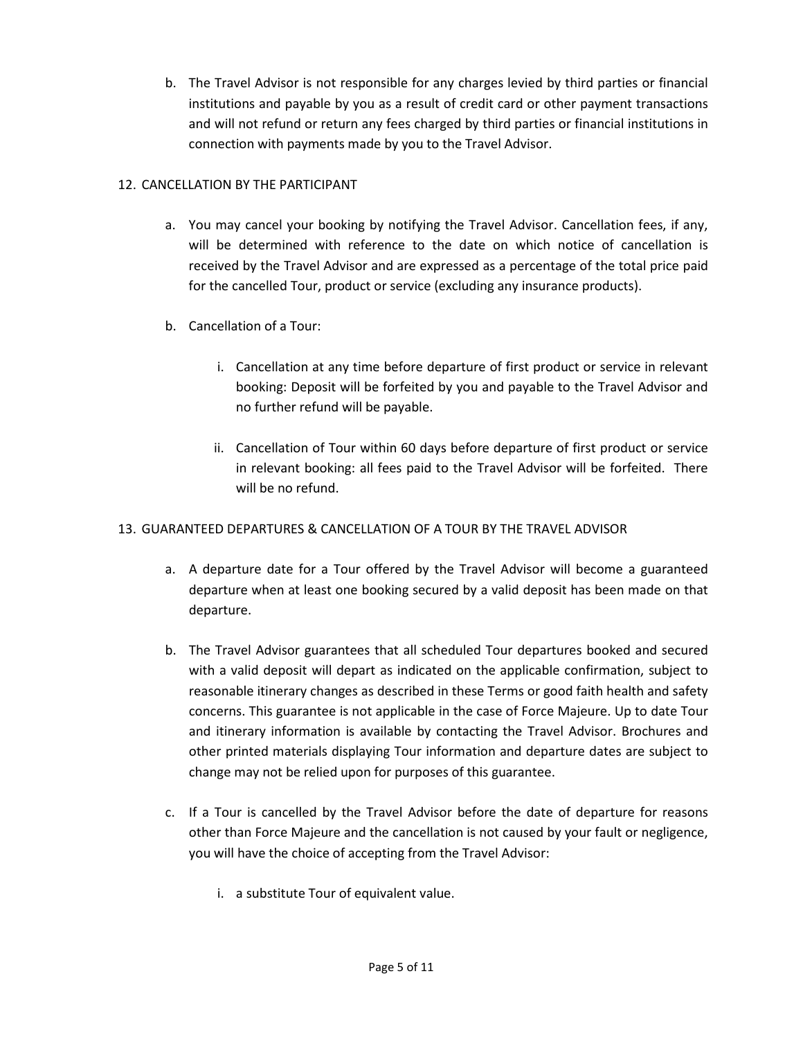b. The Travel Advisor is not responsible for any charges levied by third parties or financial institutions and payable by you as a result of credit card or other payment transactions and will not refund or return any fees charged by third parties or financial institutions in connection with payments made by you to the Travel Advisor.

## 12. CANCELLATION BY THE PARTICIPANT

a. You may cancel your booking by notifying the Travel Advisor. Cancellation fees, if any, will be determined with reference to the date on which notice of cancellation is received by the Travel Advisor and are expressed as a percentage of the total price paid for the cancelled Tour, product or service (excluding any insurance products).

b. Cancellation of a Tour:

   i. Cancellation at any time before departure of first product or service in relevant booking: Deposit will be forfeited by you and payable to the Travel Advisor and no further refund will be payable.

   ii. Cancellation of Tour within 60 days before departure of first product or service in relevant booking: all fees paid to the Travel Advisor will be forfeited. There will be no refund.

## 13. GUARANTEED DEPARTURES & CANCELLATION OF A TOUR BY THE TRAVEL ADVISOR

a. A departure date for a Tour offered by the Travel Advisor will become a guaranteed departure when at least one booking secured by a valid deposit has been made on that departure.

b. The Travel Advisor guarantees that all scheduled Tour departures booked and secured with a valid deposit will depart as indicated on the applicable confirmation, subject to reasonable itinerary changes as described in these Terms or good faith health and safety concerns. This guarantee is not applicable in the case of Force Majeure. Up to date Tour and itinerary information is available by contacting the Travel Advisor. Brochures and other printed materials displaying Tour information and departure dates are subject to change may not be relied upon for purposes of this guarantee.

c. If a Tour is cancelled by the Travel Advisor before the date of departure for reasons other than Force Majeure and the cancellation is not caused by your fault or negligence, you will have the choice of accepting from the Travel Advisor:

   i. a substitute Tour of equivalent value.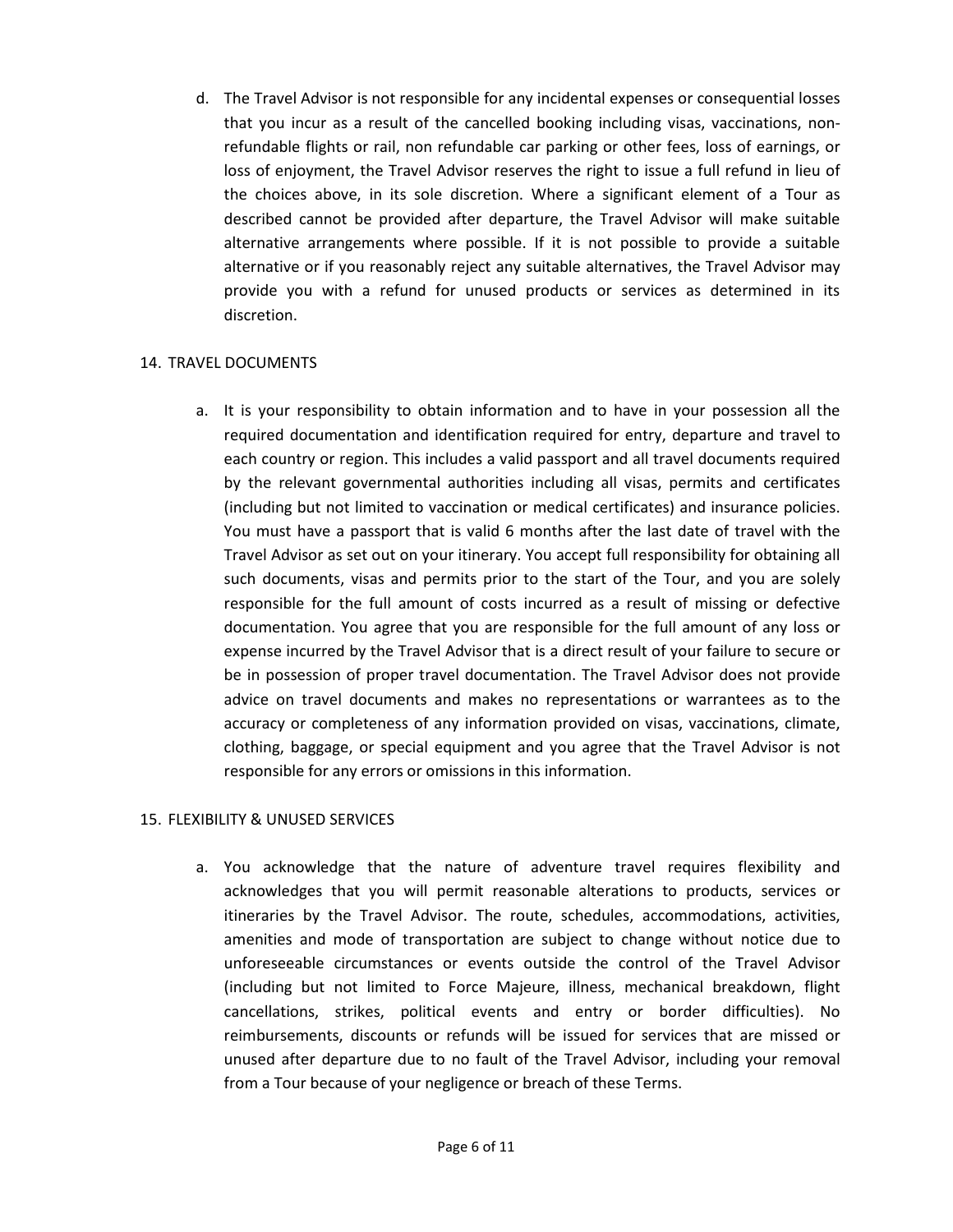d. The Travel Advisor is not responsible for any incidental expenses or consequential losses that you incur as a result of the cancelled booking including visas, vaccinations, non-refundable flights or rail, non refundable car parking or other fees, loss of earnings, or loss of enjoyment, the Travel Advisor reserves the right to issue a full refund in lieu of the choices above, in its sole discretion. Where a significant element of a Tour as described cannot be provided after departure, the Travel Advisor will make suitable alternative arrangements where possible. If it is not possible to provide a suitable alternative or if you reasonably reject any suitable alternatives, the Travel Advisor may provide you with a refund for unused products or services as determined in its discretion.

## 14. TRAVEL DOCUMENTS

a. It is your responsibility to obtain information and to have in your possession all the required documentation and identification required for entry, departure and travel to each country or region. This includes a valid passport and all travel documents required by the relevant governmental authorities including all visas, permits and certificates (including but not limited to vaccination or medical certificates) and insurance policies. You must have a passport that is valid 6 months after the last date of travel with the Travel Advisor as set out on your itinerary. You accept full responsibility for obtaining all such documents, visas and permits prior to the start of the Tour, and you are solely responsible for the full amount of costs incurred as a result of missing or defective documentation. You agree that you are responsible for the full amount of any loss or expense incurred by the Travel Advisor that is a direct result of your failure to secure or be in possession of proper travel documentation. The Travel Advisor does not provide advice on travel documents and makes no representations or warrantees as to the accuracy or completeness of any information provided on visas, vaccinations, climate, clothing, baggage, or special equipment and you agree that the Travel Advisor is not responsible for any errors or omissions in this information.

## 15. FLEXIBILITY & UNUSED SERVICES

a. You acknowledge that the nature of adventure travel requires flexibility and acknowledges that you will permit reasonable alterations to products, services or itineraries by the Travel Advisor. The route, schedules, accommodations, activities, amenities and mode of transportation are subject to change without notice due to unforeseeable circumstances or events outside the control of the Travel Advisor (including but not limited to Force Majeure, illness, mechanical breakdown, flight cancellations, strikes, political events and entry or border difficulties). No reimbursements, discounts or refunds will be issued for services that are missed or unused after departure due to no fault of the Travel Advisor, including your removal from a Tour because of your negligence or breach of these Terms.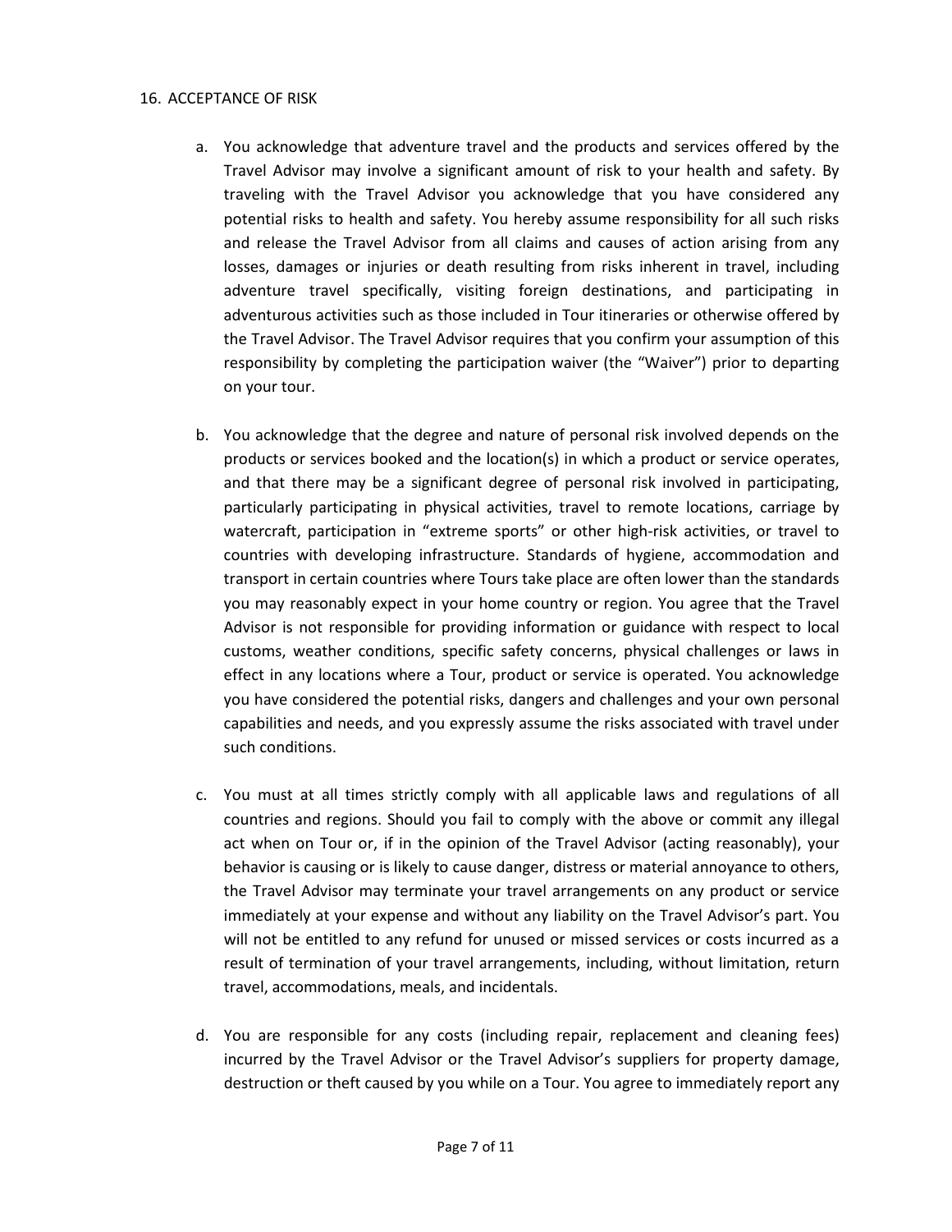16. ACCEPTANCE OF RISK

a. You acknowledge that adventure travel and the products and services offered by the Travel Advisor may involve a significant amount of risk to your health and safety. By traveling with the Travel Advisor you acknowledge that you have considered any potential risks to health and safety. You hereby assume responsibility for all such risks and release the Travel Advisor from all claims and causes of action arising from any losses, damages or injuries or death resulting from risks inherent in travel, including adventure travel specifically, visiting foreign destinations, and participating in adventurous activities such as those included in Tour itineraries or otherwise offered by the Travel Advisor. The Travel Advisor requires that you confirm your assumption of this responsibility by completing the participation waiver (the "Waiver") prior to departing on your tour.

b. You acknowledge that the degree and nature of personal risk involved depends on the products or services booked and the location(s) in which a product or service operates, and that there may be a significant degree of personal risk involved in participating, particularly participating in physical activities, travel to remote locations, carriage by watercraft, participation in "extreme sports" or other high-risk activities, or travel to countries with developing infrastructure. Standards of hygiene, accommodation and transport in certain countries where Tours take place are often lower than the standards you may reasonably expect in your home country or region. You agree that the Travel Advisor is not responsible for providing information or guidance with respect to local customs, weather conditions, specific safety concerns, physical challenges or laws in effect in any locations where a Tour, product or service is operated. You acknowledge you have considered the potential risks, dangers and challenges and your own personal capabilities and needs, and you expressly assume the risks associated with travel under such conditions.

c. You must at all times strictly comply with all applicable laws and regulations of all countries and regions. Should you fail to comply with the above or commit any illegal act when on Tour or, if in the opinion of the Travel Advisor (acting reasonably), your behavior is causing or is likely to cause danger, distress or material annoyance to others, the Travel Advisor may terminate your travel arrangements on any product or service immediately at your expense and without any liability on the Travel Advisor's part. You will not be entitled to any refund for unused or missed services or costs incurred as a result of termination of your travel arrangements, including, without limitation, return travel, accommodations, meals, and incidentals.

d. You are responsible for any costs (including repair, replacement and cleaning fees) incurred by the Travel Advisor or the Travel Advisor's suppliers for property damage, destruction or theft caused by you while on a Tour. You agree to immediately report any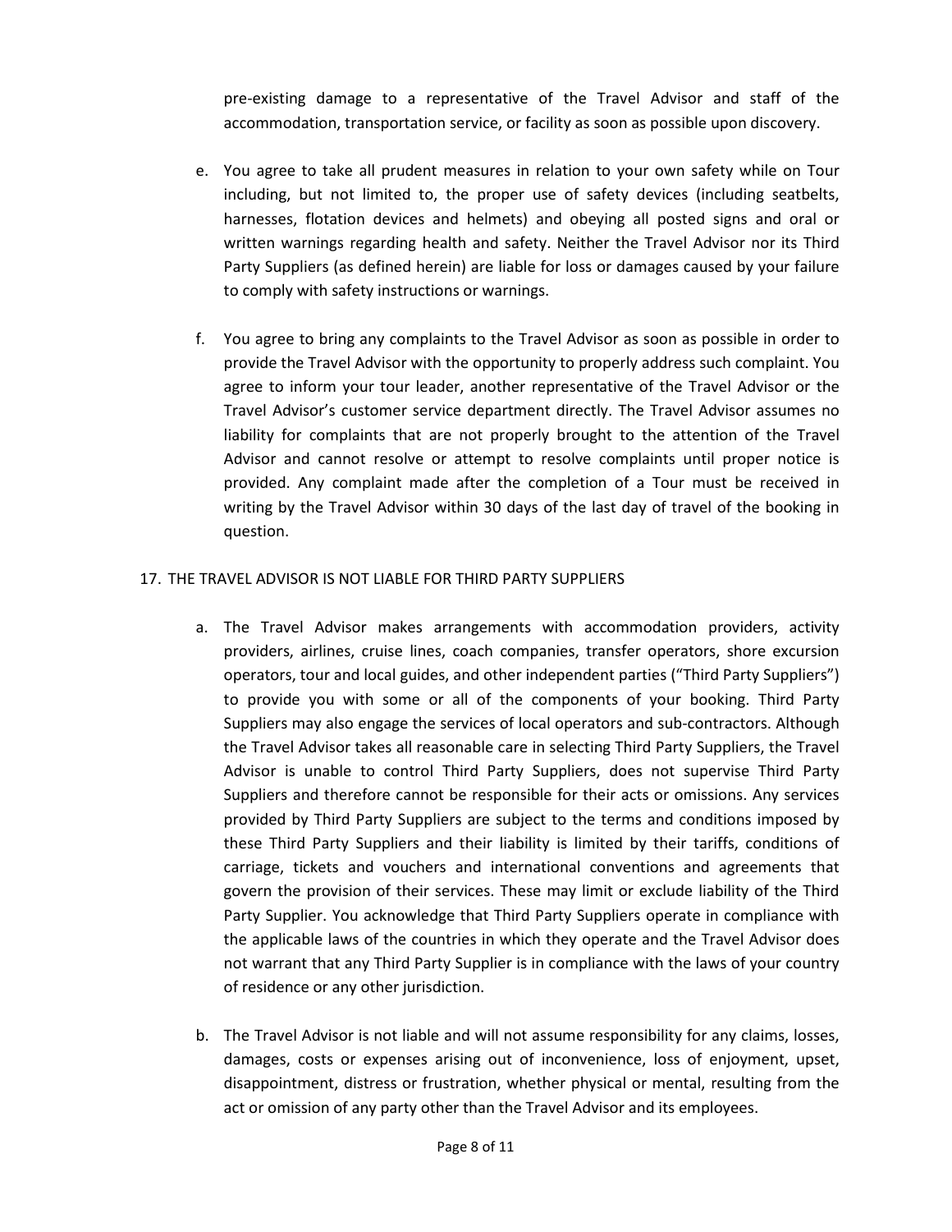pre-existing damage to a representative of the Travel Advisor and staff of the accommodation, transportation service, or facility as soon as possible upon discovery.

e. You agree to take all prudent measures in relation to your own safety while on Tour including, but not limited to, the proper use of safety devices (including seatbelts, harnesses, flotation devices and helmets) and obeying all posted signs and oral or written warnings regarding health and safety. Neither the Travel Advisor nor its Third Party Suppliers (as defined herein) are liable for loss or damages caused by your failure to comply with safety instructions or warnings.

f. You agree to bring any complaints to the Travel Advisor as soon as possible in order to provide the Travel Advisor with the opportunity to properly address such complaint. You agree to inform your tour leader, another representative of the Travel Advisor or the Travel Advisor's customer service department directly. The Travel Advisor assumes no liability for complaints that are not properly brought to the attention of the Travel Advisor and cannot resolve or attempt to resolve complaints until proper notice is provided. Any complaint made after the completion of a Tour must be received in writing by the Travel Advisor within 30 days of the last day of travel of the booking in question.

17. THE TRAVEL ADVISOR IS NOT LIABLE FOR THIRD PARTY SUPPLIERS

a. The Travel Advisor makes arrangements with accommodation providers, activity providers, airlines, cruise lines, coach companies, transfer operators, shore excursion operators, tour and local guides, and other independent parties ("Third Party Suppliers") to provide you with some or all of the components of your booking. Third Party Suppliers may also engage the services of local operators and sub-contractors. Although the Travel Advisor takes all reasonable care in selecting Third Party Suppliers, the Travel Advisor is unable to control Third Party Suppliers, does not supervise Third Party Suppliers and therefore cannot be responsible for their acts or omissions. Any services provided by Third Party Suppliers are subject to the terms and conditions imposed by these Third Party Suppliers and their liability is limited by their tariffs, conditions of carriage, tickets and vouchers and international conventions and agreements that govern the provision of their services. These may limit or exclude liability of the Third Party Supplier. You acknowledge that Third Party Suppliers operate in compliance with the applicable laws of the countries in which they operate and the Travel Advisor does not warrant that any Third Party Supplier is in compliance with the laws of your country of residence or any other jurisdiction.

b. The Travel Advisor is not liable and will not assume responsibility for any claims, losses, damages, costs or expenses arising out of inconvenience, loss of enjoyment, upset, disappointment, distress or frustration, whether physical or mental, resulting from the act or omission of any party other than the Travel Advisor and its employees.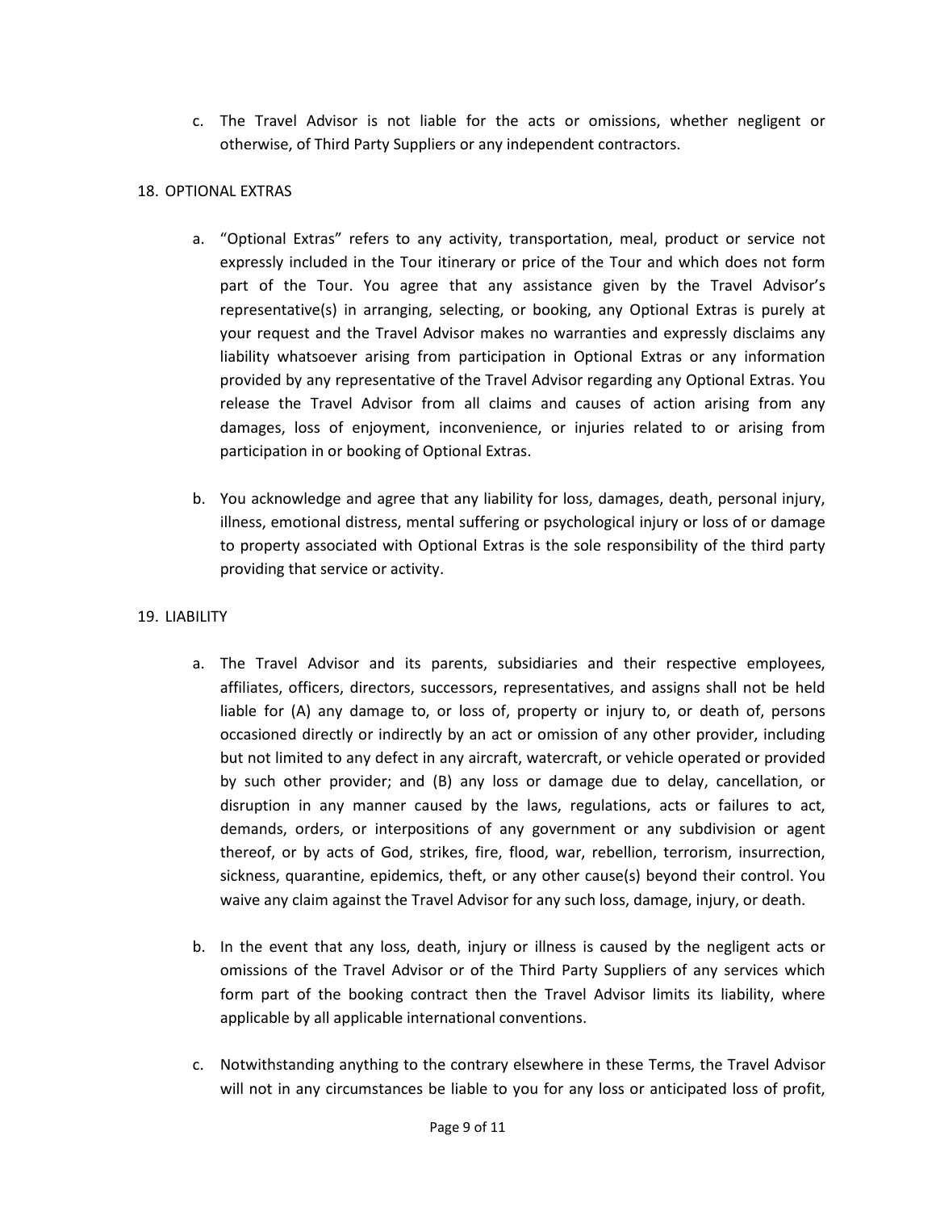c. The Travel Advisor is not liable for the acts or omissions, whether negligent or otherwise, of Third Party Suppliers or any independent contractors.

18. OPTIONAL EXTRAS

a. "Optional Extras" refers to any activity, transportation, meal, product or service not expressly included in the Tour itinerary or price of the Tour and which does not form part of the Tour. You agree that any assistance given by the Travel Advisor's representative(s) in arranging, selecting, or booking, any Optional Extras is purely at your request and the Travel Advisor makes no warranties and expressly disclaims any liability whatsoever arising from participation in Optional Extras or any information provided by any representative of the Travel Advisor regarding any Optional Extras. You release the Travel Advisor from all claims and causes of action arising from any damages, loss of enjoyment, inconvenience, or injuries related to or arising from participation in or booking of Optional Extras.

b. You acknowledge and agree that any liability for loss, damages, death, personal injury, illness, emotional distress, mental suffering or psychological injury or loss of or damage to property associated with Optional Extras is the sole responsibility of the third party providing that service or activity.

19. LIABILITY

a. The Travel Advisor and its parents, subsidiaries and their respective employees, affiliates, officers, directors, successors, representatives, and assigns shall not be held liable for (A) any damage to, or loss of, property or injury to, or death of, persons occasioned directly or indirectly by an act or omission of any other provider, including but not limited to any defect in any aircraft, watercraft, or vehicle operated or provided by such other provider; and (B) any loss or damage due to delay, cancellation, or disruption in any manner caused by the laws, regulations, acts or failures to act, demands, orders, or interpositions of any government or any subdivision or agent thereof, or by acts of God, strikes, fire, flood, war, rebellion, terrorism, insurrection, sickness, quarantine, epidemics, theft, or any other cause(s) beyond their control. You waive any claim against the Travel Advisor for any such loss, damage, injury, or death.

b. In the event that any loss, death, injury or illness is caused by the negligent acts or omissions of the Travel Advisor or of the Third Party Suppliers of any services which form part of the booking contract then the Travel Advisor limits its liability, where applicable by all applicable international conventions.

c. Notwithstanding anything to the contrary elsewhere in these Terms, the Travel Advisor will not in any circumstances be liable to you for any loss or anticipated loss of profit,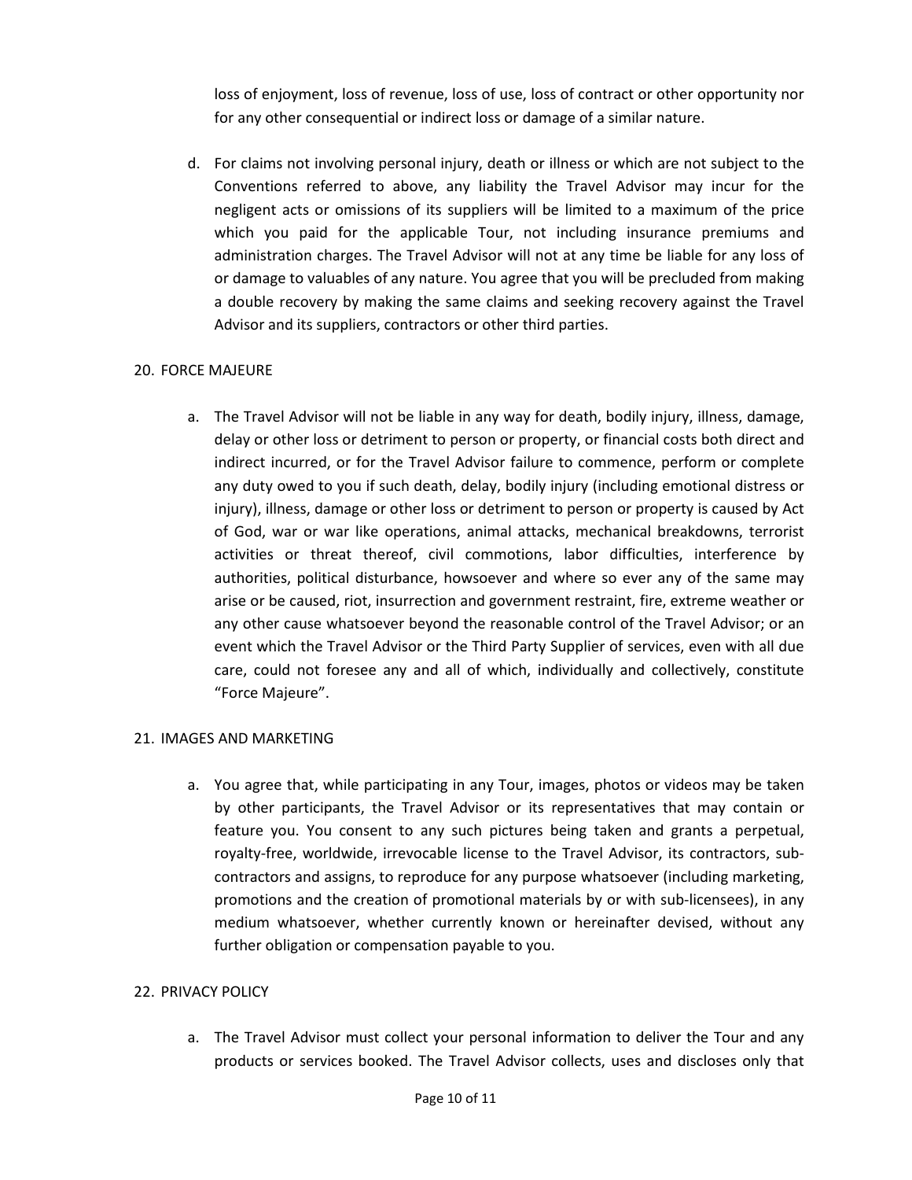loss of enjoyment, loss of revenue, loss of use, loss of contract or other opportunity nor for any other consequential or indirect loss or damage of a similar nature.

d. For claims not involving personal injury, death or illness or which are not subject to the Conventions referred to above, any liability the Travel Advisor may incur for the negligent acts or omissions of its suppliers will be limited to a maximum of the price which you paid for the applicable Tour, not including insurance premiums and administration charges. The Travel Advisor will not at any time be liable for any loss of or damage to valuables of any nature. You agree that you will be precluded from making a double recovery by making the same claims and seeking recovery against the Travel Advisor and its suppliers, contractors or other third parties.

## 20. FORCE MAJEURE

a. The Travel Advisor will not be liable in any way for death, bodily injury, illness, damage, delay or other loss or detriment to person or property, or financial costs both direct and indirect incurred, or for the Travel Advisor failure to commence, perform or complete any duty owed to you if such death, delay, bodily injury (including emotional distress or injury), illness, damage or other loss or detriment to person or property is caused by Act of God, war or war like operations, animal attacks, mechanical breakdowns, terrorist activities or threat thereof, civil commotions, labor difficulties, interference by authorities, political disturbance, howsoever and where so ever any of the same may arise or be caused, riot, insurrection and government restraint, fire, extreme weather or any other cause whatsoever beyond the reasonable control of the Travel Advisor; or an event which the Travel Advisor or the Third Party Supplier of services, even with all due care, could not foresee any and all of which, individually and collectively, constitute "Force Majeure".

## 21. IMAGES AND MARKETING

a. You agree that, while participating in any Tour, images, photos or videos may be taken by other participants, the Travel Advisor or its representatives that may contain or feature you. You consent to any such pictures being taken and grants a perpetual, royalty-free, worldwide, irrevocable license to the Travel Advisor, its contractors, sub-contractors and assigns, to reproduce for any purpose whatsoever (including marketing, promotions and the creation of promotional materials by or with sub-licensees), in any medium whatsoever, whether currently known or hereinafter devised, without any further obligation or compensation payable to you.

## 22. PRIVACY POLICY

a. The Travel Advisor must collect your personal information to deliver the Tour and any products or services booked. The Travel Advisor collects, uses and discloses only that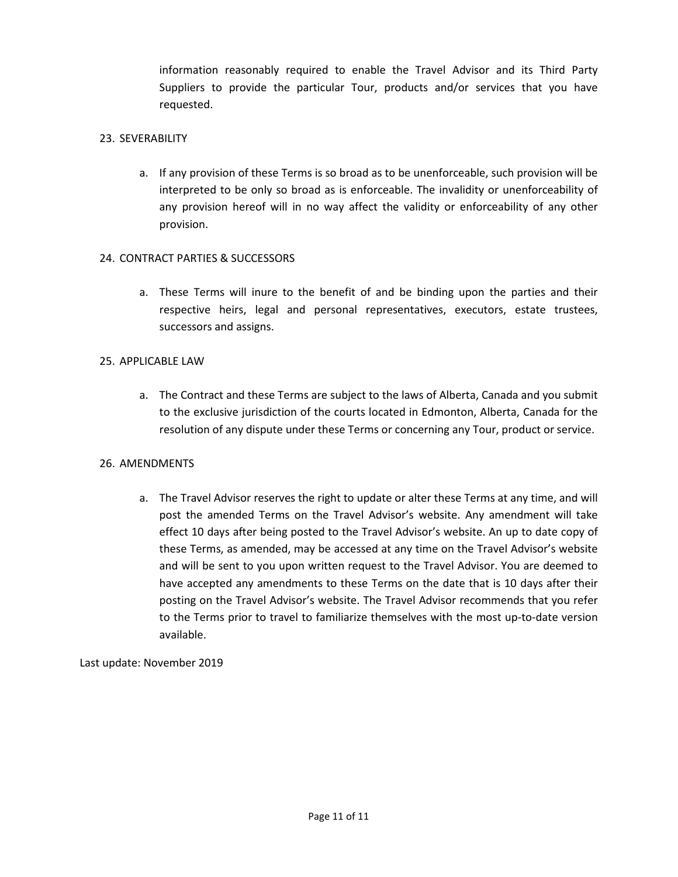information reasonably required to enable the Travel Advisor and its Third Party Suppliers to provide the particular Tour, products and/or services that you have requested.

23. SEVERABILITY

    a. If any provision of these Terms is so broad as to be unenforceable, such provision will be interpreted to be only so broad as is enforceable. The invalidity or unenforceability of any provision hereof will in no way affect the validity or enforceability of any other provision.

24. CONTRACT PARTIES & SUCCESSORS

    a. These Terms will inure to the benefit of and be binding upon the parties and their respective heirs, legal and personal representatives, executors, estate trustees, successors and assigns.

25. APPLICABLE LAW

    a. The Contract and these Terms are subject to the laws of Alberta, Canada and you submit to the exclusive jurisdiction of the courts located in Edmonton, Alberta, Canada for the resolution of any dispute under these Terms or concerning any Tour, product or service.

26. AMENDMENTS

    a. The Travel Advisor reserves the right to update or alter these Terms at any time, and will post the amended Terms on the Travel Advisor's website. Any amendment will take effect 10 days after being posted to the Travel Advisor's website. An up to date copy of these Terms, as amended, may be accessed at any time on the Travel Advisor's website and will be sent to you upon written request to the Travel Advisor. You are deemed to have accepted any amendments to these Terms on the date that is 10 days after their posting on the Travel Advisor's website. The Travel Advisor recommends that you refer to the Terms prior to travel to familiarize themselves with the most up-to-date version available.

Last update: November 2019